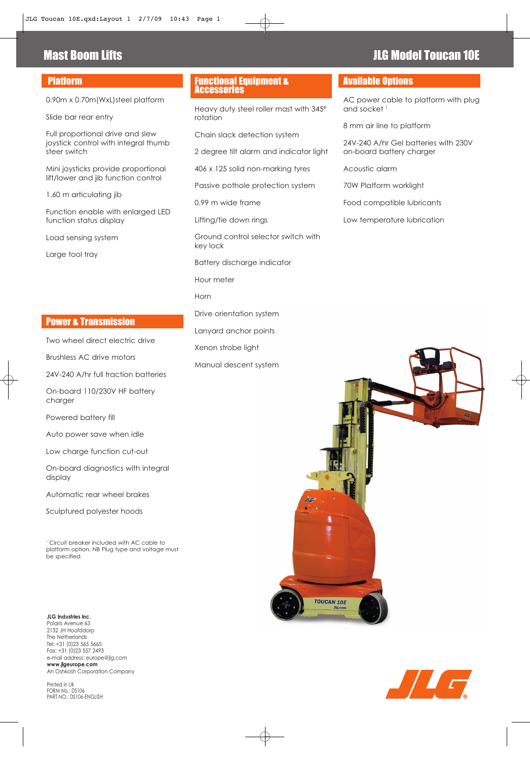# Mast Boom Lifts

# JLG Model Toucan 10E

## Platform

0.90m x 0.70m(WxL)steel platform

Slide bar rear entry

Full proportional drive and slew joystick control with integral thumb steer switch

Mini joysticks provide proportional lift/lower and jib function control

1.60 m articulating jib

Function enable with enlarged LED function status display

Load sensing system

Large tool tray

## Power & Transmission

Two wheel direct electric drive

Brushless AC drive motors

24V-240 A/hr full traction batteries

On-board 110/230V HF battery charger

Powered battery fill

Auto power save when idle

Low charge function cut-out

On-board diagnostics with integral display

Automatic rear wheel brakes

Sculptured polyester hoods

[1] Circuit breaker included with AC cable to platform option. NB Plug type and voltage must be specified.

## Functional Equipment & Accessories

Heavy duty steel roller mast with 345° rotation

Chain slack detection system

2 degree tilt alarm and indicator light

406 x 125 solid non-marking tyres

Passive pothole protection system

0.99 m wide frame

Lifting/tie down rings

Ground control selector switch with key lock

Battery discharge indicator

Hour meter

Horn

Drive orientation system

Lanyard anchor points

Xenon strobe light

Manual descent system

## Available Options

AC power cable to platform with plug and socket [1]

8 mm air line to platform

24V-240 A/hr Gel batteries with 230V on-board battery charger

Acoustic alarm

70W Platform worklight

Food compatible lubricants

Low temperature lubrication

**JLG Industries Inc.**
Polaris Avenue 63
2132 JH Hoofddorp
The Netherlands
Tel: +31 (0)23 565 5665
Fax: +31 (0)23 557 2493
e-mail address: europe@jlg.com
**www.jlgeurope.com**
An Oshkosh Corporation Company

Printed in UK
FORM No.: DS106
PART NO.: DS106-ENGLISH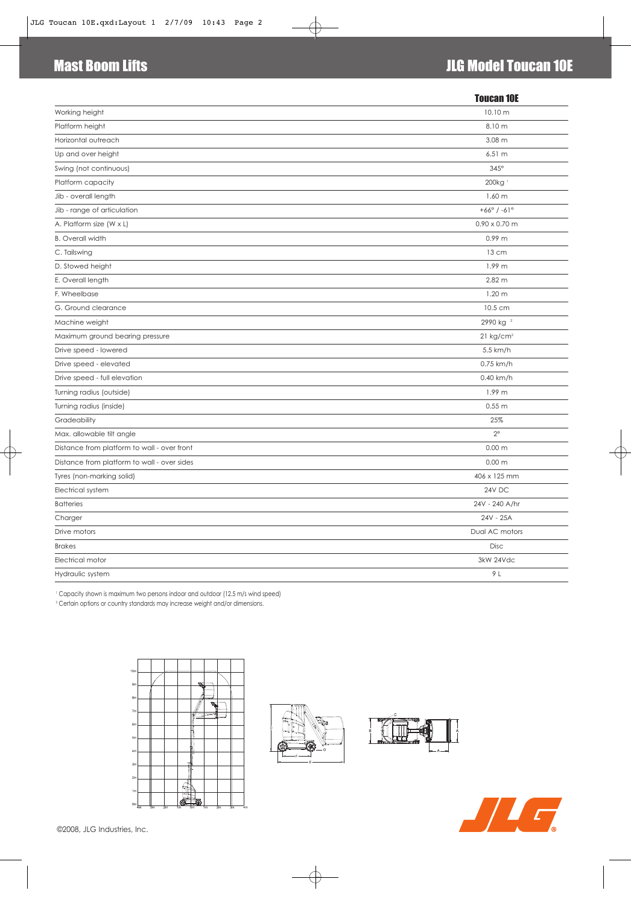# Mast Boom Lifts

# JLG Model Toucan 10E

| | Toucan 10E |
|---|---|
| Working height | 10.10 m |
| Platform height | 8.10 m |
| Horizontal outreach | 3.08 m |
| Up and over height | 6.51 m |
| Swing (not continuous) | 345° |
| Platform capacity | 200kg [1] |
| Jib - overall length | 1.60 m |
| Jib - range of articulation | +66° / -61° |
| A. Platform size (W x L) | 0.90 x 0.70 m |
| B. Overall width | 0.99 m |
| C. Tailswing | 13 cm |
| D. Stowed height | 1.99 m |
| E. Overall length | 2.82 m |
| F. Wheelbase | 1.20 m |
| G. Ground clearance | 10.5 cm |
| Machine weight | 2990 kg [2] |
| Maximum ground bearing pressure | 21 kg/cm² |
| Drive speed - lowered | 5.5 km/h |
| Drive speed - elevated | 0.75 km/h |
| Drive speed - full elevation | 0.40 km/h |
| Turning radius (outside) | 1.99 m |
| Turning radius (inside) | 0.55 m |
| Gradeability | 25% |
| Max. allowable tilt angle | 2° |
| Distance from platform to wall - over front | 0.00 m |
| Distance from platform to wall - over sides | 0.00 m |
| Tyres (non-marking solid) | 406 x 125 mm |
| Electrical system | 24V DC |
| Batteries | 24V - 240 A/hr |
| Charger | 24V - 25A |
| Drive motors | Dual AC motors |
| Brakes | Disc |
| Electrical motor | 3kW 24Vdc |
| Hydraulic system | 9 L |

[1] Capacity shown is maximum two persons indoor and outdoor (12.5 m/s wind speed)

[2] Certain options or country standards may increase weight and/or dimensions.

©2008, JLG Industries, Inc.